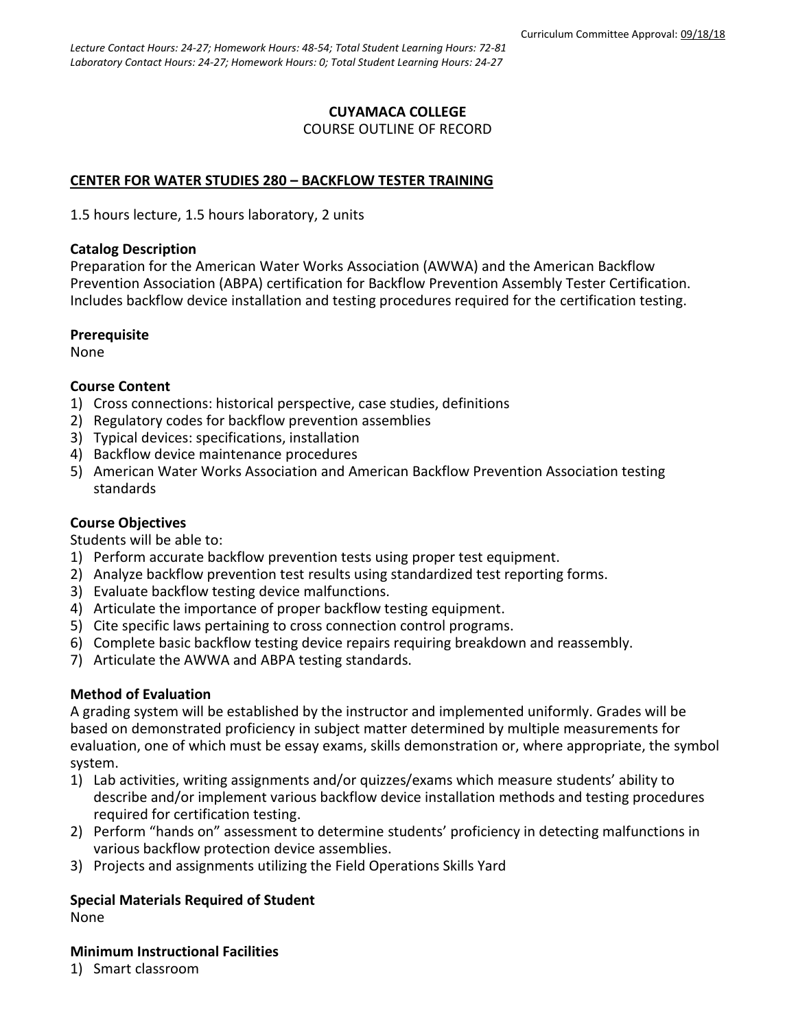Curriculum Committee Approval: 09/18/18

*Lecture Contact Hours: 24-27; Homework Hours: 48-54; Total Student Learning Hours: 72-81*
*Laboratory Contact Hours: 24-27; Homework Hours: 0; Total Student Learning Hours: 24-27*

# CUYAMACA COLLEGE
COURSE OUTLINE OF RECORD

## CENTER FOR WATER STUDIES 280 – BACKFLOW TESTER TRAINING

1.5 hours lecture, 1.5 hours laboratory, 2 units

### Catalog Description
Preparation for the American Water Works Association (AWWA) and the American Backflow Prevention Association (ABPA) certification for Backflow Prevention Assembly Tester Certification. Includes backflow device installation and testing procedures required for the certification testing.

### Prerequisite
None

### Course Content
1) Cross connections: historical perspective, case studies, definitions
2) Regulatory codes for backflow prevention assemblies
3) Typical devices: specifications, installation
4) Backflow device maintenance procedures
5) American Water Works Association and American Backflow Prevention Association testing standards

### Course Objectives
Students will be able to:
1) Perform accurate backflow prevention tests using proper test equipment.
2) Analyze backflow prevention test results using standardized test reporting forms.
3) Evaluate backflow testing device malfunctions.
4) Articulate the importance of proper backflow testing equipment.
5) Cite specific laws pertaining to cross connection control programs.
6) Complete basic backflow testing device repairs requiring breakdown and reassembly.
7) Articulate the AWWA and ABPA testing standards.

### Method of Evaluation
A grading system will be established by the instructor and implemented uniformly. Grades will be based on demonstrated proficiency in subject matter determined by multiple measurements for evaluation, one of which must be essay exams, skills demonstration or, where appropriate, the symbol system.
1) Lab activities, writing assignments and/or quizzes/exams which measure students' ability to describe and/or implement various backflow device installation methods and testing procedures required for certification testing.
2) Perform "hands on" assessment to determine students' proficiency in detecting malfunctions in various backflow protection device assemblies.
3) Projects and assignments utilizing the Field Operations Skills Yard

### Special Materials Required of Student
None

### Minimum Instructional Facilities
1) Smart classroom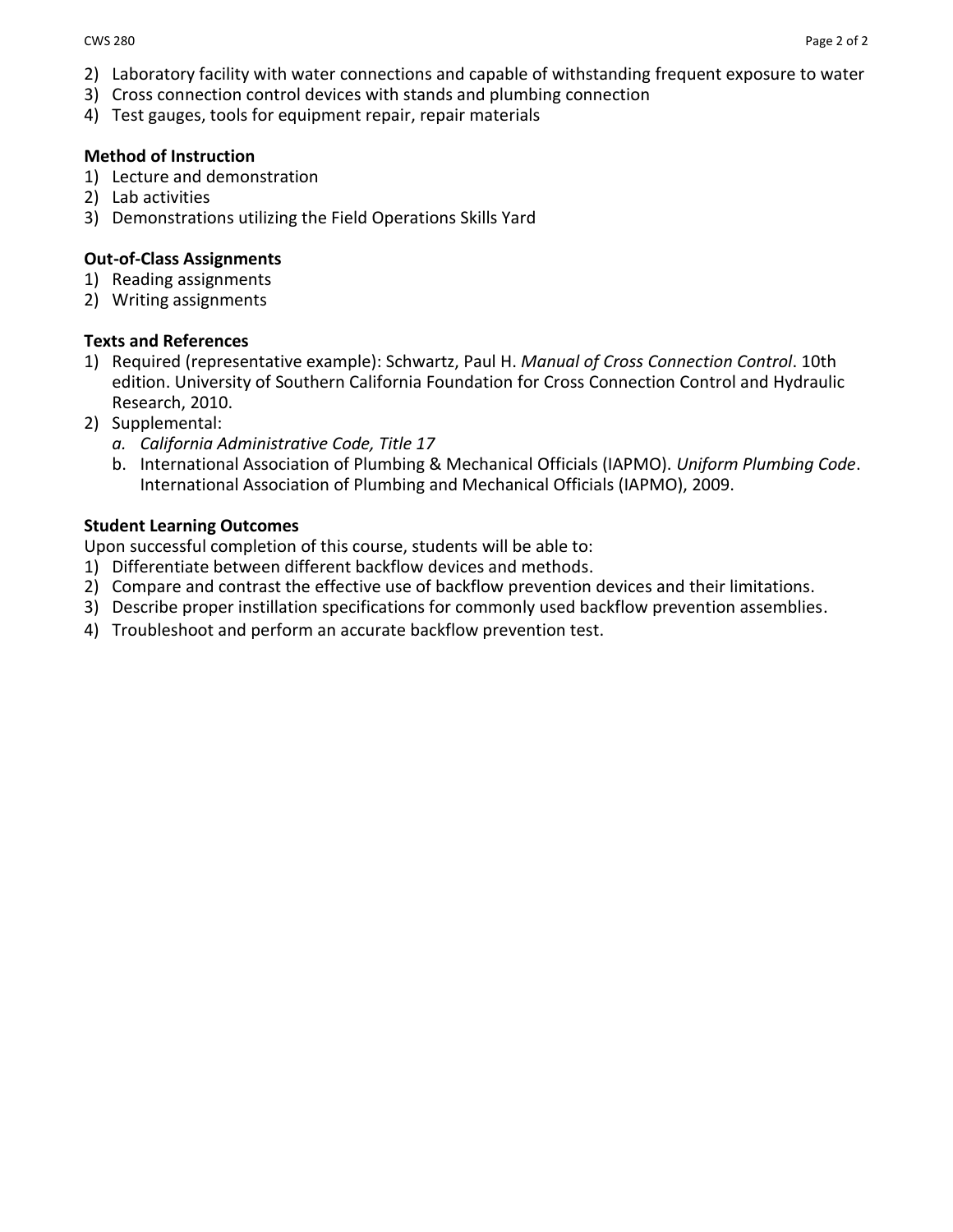2) Laboratory facility with water connections and capable of withstanding frequent exposure to water
3) Cross connection control devices with stands and plumbing connection
4) Test gauges, tools for equipment repair, repair materials

**Method of Instruction**

1) Lecture and demonstration
2) Lab activities
3) Demonstrations utilizing the Field Operations Skills Yard

**Out-of-Class Assignments**

1) Reading assignments
2) Writing assignments

**Texts and References**

1) Required (representative example): Schwartz, Paul H. *Manual of Cross Connection Control*. 10th edition. University of Southern California Foundation for Cross Connection Control and Hydraulic Research, 2010.
2) Supplemental:
   a. *California Administrative Code, Title 17*
   b. International Association of Plumbing & Mechanical Officials (IAPMO). *Uniform Plumbing Code*. International Association of Plumbing and Mechanical Officials (IAPMO), 2009.

**Student Learning Outcomes**

Upon successful completion of this course, students will be able to:

1) Differentiate between different backflow devices and methods.
2) Compare and contrast the effective use of backflow prevention devices and their limitations.
3) Describe proper instillation specifications for commonly used backflow prevention assemblies.
4) Troubleshoot and perform an accurate backflow prevention test.